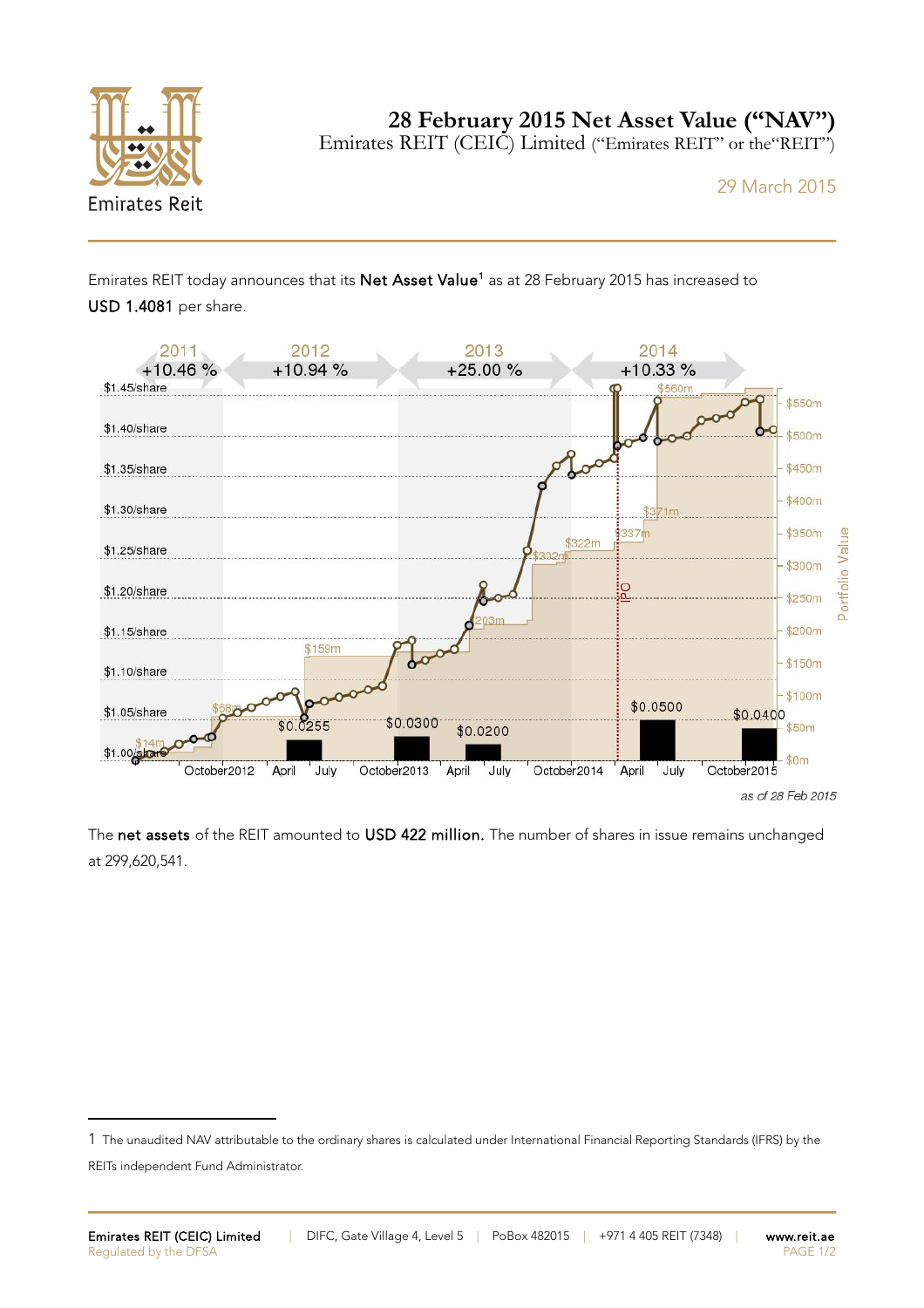# 28 February 2015 Net Asset Value ("NAV")

Emirates REIT (CEIC) Limited ("Emirates REIT" or the "REIT")

29 March 2015

Emirates REIT today announces that its **Net Asset Value**[1] as at 28 February 2015 has increased to **USD 1.4081** per share.

*as of 28 Feb 2015*

The **net assets** of the REIT amounted to **USD 422 million.** The number of shares in issue remains unchanged at 299,620,541.

---

1 The unaudited NAV attributable to the ordinary shares is calculated under International Financial Reporting Standards (IFRS) by the REITs independent Fund Administrator.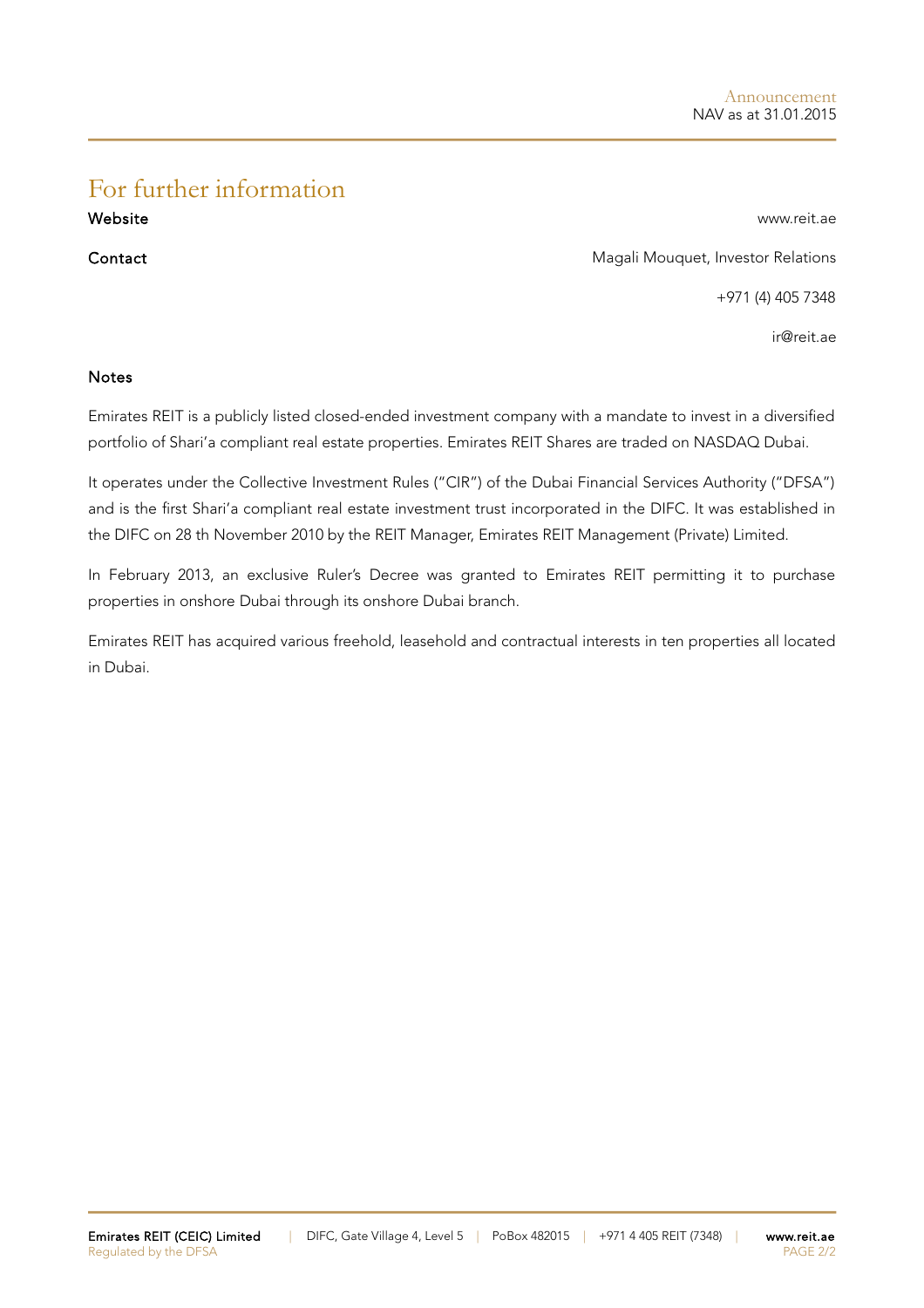# For further information

| | |
|---|---|
| **Website** | www.reit.ae |
| **Contact** | Magali Mouquet, Investor Relations |
| | +971 (4) 405 7348 |
| | ir@reit.ae |

**Notes**

Emirates REIT is a publicly listed closed-ended investment company with a mandate to invest in a diversified portfolio of Shari'a compliant real estate properties. Emirates REIT Shares are traded on NASDAQ Dubai.

It operates under the Collective Investment Rules ("CIR") of the Dubai Financial Services Authority ("DFSA") and is the first Shari'a compliant real estate investment trust incorporated in the DIFC. It was established in the DIFC on 28 th November 2010 by the REIT Manager, Emirates REIT Management (Private) Limited.

In February 2013, an exclusive Ruler's Decree was granted to Emirates REIT permitting it to purchase properties in onshore Dubai through its onshore Dubai branch.

Emirates REIT has acquired various freehold, leasehold and contractual interests in ten properties all located in Dubai.